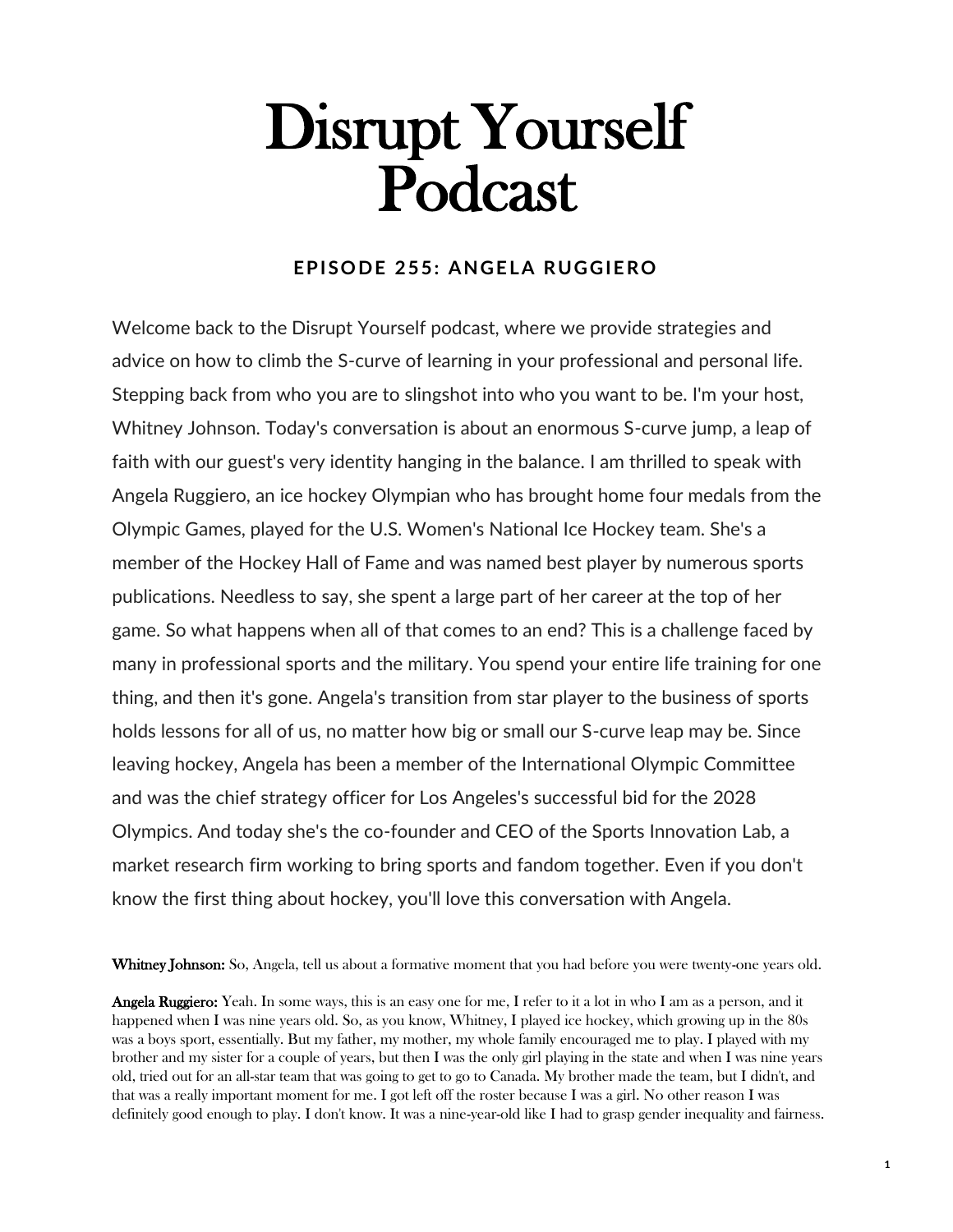# Disrupt Yourself Podcast

### EPISODE 255: ANGELA RUGGIERO

Welcome back to the Disrupt Yourself podcast, where we provide strategies and advice on how to climb the S-curve of learning in your professional and personal life. Stepping back from who you are to slingshot into who you want to be. I'm your host, Whitney Johnson. Today's conversation is about an enormous S-curve jump, a leap of faith with our guest's very identity hanging in the balance. I am thrilled to speak with Angela Ruggiero, an ice hockey Olympian who has brought home four medals from the Olympic Games, played for the U.S. Women's National Ice Hockey team. She's a member of the Hockey Hall of Fame and was named best player by numerous sports publications. Needless to say, she spent a large part of her career at the top of her game. So what happens when all of that comes to an end? This is a challenge faced by many in professional sports and the military. You spend your entire life training for one thing, and then it's gone. Angela's transition from star player to the business of sports holds lessons for all of us, no matter how big or small our S-curve leap may be. Since leaving hockey, Angela has been a member of the International Olympic Committee and was the chief strategy officer for Los Angeles's successful bid for the 2028 Olympics. And today she's the co-founder and CEO of the Sports Innovation Lab, a market research firm working to bring sports and fandom together. Even if you don't know the first thing about hockey, you'll love this conversation with Angela.

**Whitney Johnson:** So, Angela, tell us about a formative moment that you had before you were twenty-one years old.

**Angela Ruggiero:** Yeah. In some ways, this is an easy one for me, I refer to it a lot in who I am as a person, and it happened when I was nine years old. So, as you know, Whitney, I played ice hockey, which growing up in the 80s was a boys sport, essentially. But my father, my mother, my whole family encouraged me to play. I played with my brother and my sister for a couple of years, but then I was the only girl playing in the state and when I was nine years old, tried out for an all-star team that was going to get to go to Canada. My brother made the team, but I didn't, and that was a really important moment for me. I got left off the roster because I was a girl. No other reason I was definitely good enough to play. I don't know. It was a nine-year-old like I had to grasp gender inequality and fairness.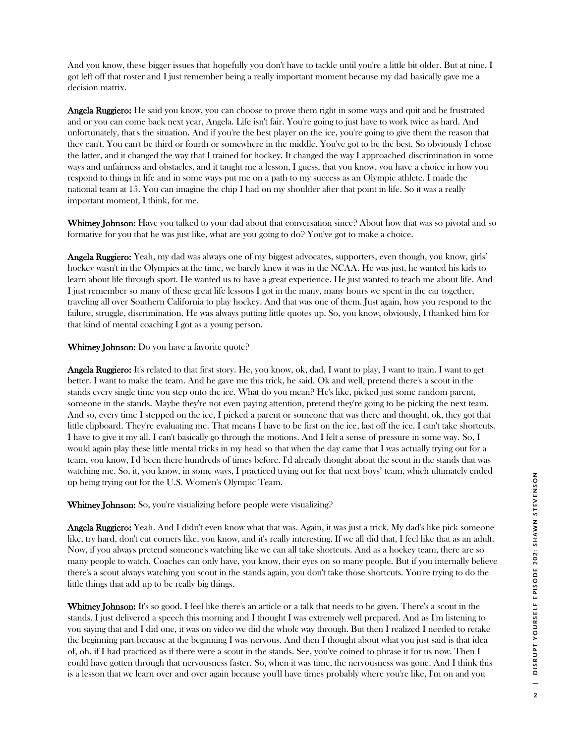And you know, these bigger issues that hopefully you don't have to tackle until you're a little bit older. But at nine, I got left off that roster and I just remember being a really important moment because my dad basically gave me a decision matrix.

**Angela Ruggiero:** He said you know, you can choose to prove them right in some ways and quit and be frustrated and or you can come back next year, Angela. Life isn't fair. You're going to just have to work twice as hard. And unfortunately, that's the situation. And if you're the best player on the ice, you're going to give them the reason that they can't. You can't be third or fourth or somewhere in the middle. You've got to be the best. So obviously I chose the latter, and it changed the way that I trained for hockey. It changed the way I approached discrimination in some ways and unfairness and obstacles, and it taught me a lesson, I guess, that you know, you have a choice in how you respond to things in life and in some ways put me on a path to my success as an Olympic athlete. I made the national team at 15. You can imagine the chip I had on my shoulder after that point in life. So it was a really important moment, I think, for me.

**Whitney Johnson:** Have you talked to your dad about that conversation since? About how that was so pivotal and so formative for you that he was just like, what are you going to do? You've got to make a choice.

**Angela Ruggiero:** Yeah, my dad was always one of my biggest advocates, supporters, even though, you know, girls' hockey wasn't in the Olympics at the time, we barely knew it was in the NCAA. He was just, he wanted his kids to learn about life through sport. He wanted us to have a great experience. He just wanted to teach me about life. And I just remember so many of these great life lessons I got in the many, many hours we spent in the car together, traveling all over Southern California to play hockey. And that was one of them. Just again, how you respond to the failure, struggle, discrimination. He was always putting little quotes up. So, you know, obviously, I thanked him for that kind of mental coaching I got as a young person.

**Whitney Johnson:** Do you have a favorite quote?

**Angela Ruggiero:** It's related to that first story. He, you know, ok, dad, I want to play, I want to train. I want to get better. I want to make the team. And he gave me this trick, he said. Ok and well, pretend there's a scout in the stands every single time you step onto the ice. What do you mean? He's like, picked just some random parent, someone in the stands. Maybe they're not even paying attention, pretend they're going to be picking the next team. And so, every time I stepped on the ice, I picked a parent or someone that was there and thought, ok, they got that little clipboard. They're evaluating me. That means I have to be first on the ice, last off the ice. I can't take shortcuts. I have to give it my all. I can't basically go through the motions. And I felt a sense of pressure in some way. So, I would again play these little mental tricks in my head so that when the day came that I was actually trying out for a team, you know, I'd been there hundreds of times before. I'd already thought about the scout in the stands that was watching me. So, it, you know, in some ways, I practiced trying out for that next boys' team, which ultimately ended up being trying out for the U.S. Women's Olympic Team.

**Whitney Johnson:** So, you're visualizing before people were visualizing?

**Angela Ruggiero:** Yeah. And I didn't even know what that was. Again, it was just a trick. My dad's like pick someone like, try hard, don't cut corners like, you know, and it's really interesting. If we all did that, I feel like that as an adult. Now, if you always pretend someone's watching like we can all take shortcuts. And as a hockey team, there are so many people to watch. Coaches can only have, you know, their eyes on so many people. But if you internally believe there's a scout always watching you scout in the stands again, you don't take those shortcuts. You're trying to do the little things that add up to be really big things.

**Whitney Johnson:** It's so good. I feel like there's an article or a talk that needs to be given. There's a scout in the stands. I just delivered a speech this morning and I thought I was extremely well prepared. And as I'm listening to you saying that and I did one, it was on video we did the whole way through. But then I realized I needed to retake the beginning part because at the beginning I was nervous. And then I thought about what you just said is that idea of, oh, if I had practiced as if there were a scout in the stands. See, you've coined to phrase it for us now. Then I could have gotten through that nervousness faster. So, when it was time, the nervousness was gone. And I think this is a lesson that we learn over and over again because you'll have times probably where you're like, I'm on and you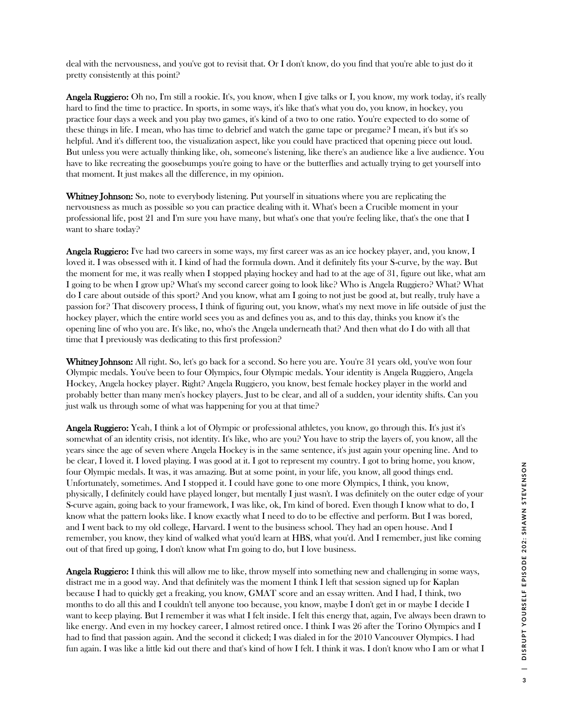deal with the nervousness, and you've got to revisit that. Or I don't know, do you find that you're able to just do it pretty consistently at this point?

**Angela Ruggiero:** Oh no, I'm still a rookie. It's, you know, when I give talks or I, you know, my work today, it's really hard to find the time to practice. In sports, in some ways, it's like that's what you do, you know, in hockey, you practice four days a week and you play two games, it's kind of a two to one ratio. You're expected to do some of these things in life. I mean, who has time to debrief and watch the game tape or pregame? I mean, it's but it's so helpful. And it's different too, the visualization aspect, like you could have practiced that opening piece out loud. But unless you were actually thinking like, oh, someone's listening, like there's an audience like a live audience. You have to like recreating the goosebumps you're going to have or the butterflies and actually trying to get yourself into that moment. It just makes all the difference, in my opinion.

**Whitney Johnson:** So, note to everybody listening. Put yourself in situations where you are replicating the nervousness as much as possible so you can practice dealing with it. What's been a Crucible moment in your professional life, post 21 and I'm sure you have many, but what's one that you're feeling like, that's the one that I want to share today?

**Angela Ruggiero:** I've had two careers in some ways, my first career was as an ice hockey player, and, you know, I loved it. I was obsessed with it. I kind of had the formula down. And it definitely fits your S-curve, by the way. But the moment for me, it was really when I stopped playing hockey and had to at the age of 31, figure out like, what am I going to be when I grow up? What's my second career going to look like? Who is Angela Ruggiero? What? What do I care about outside of this sport? And you know, what am I going to not just be good at, but really, truly have a passion for? That discovery process, I think of figuring out, you know, what's my next move in life outside of just the hockey player, which the entire world sees you as and defines you as, and to this day, thinks you know it's the opening line of who you are. It's like, no, who's the Angela underneath that? And then what do I do with all that time that I previously was dedicating to this first profession?

**Whitney Johnson:** All right. So, let's go back for a second. So here you are. You're 31 years old, you've won four Olympic medals. You've been to four Olympics, four Olympic medals. Your identity is Angela Ruggiero, Angela Hockey, Angela hockey player. Right? Angela Ruggiero, you know, best female hockey player in the world and probably better than many men's hockey players. Just to be clear, and all of a sudden, your identity shifts. Can you just walk us through some of what was happening for you at that time?

**Angela Ruggiero:** Yeah, I think a lot of Olympic or professional athletes, you know, go through this. It's just it's somewhat of an identity crisis, not identity. It's like, who are you? You have to strip the layers of, you know, all the years since the age of seven where Angela Hockey is in the same sentence, it's just again your opening line. And to be clear, I loved it. I loved playing. I was good at it. I got to represent my country. I got to bring home, you know, four Olympic medals. It was, it was amazing. But at some point, in your life, you know, all good things end. Unfortunately, sometimes. And I stopped it. I could have gone to one more Olympics, I think, you know, physically, I definitely could have played longer, but mentally I just wasn't. I was definitely on the outer edge of your S-curve again, going back to your framework, I was like, ok, I'm kind of bored. Even though I know what to do, I know what the pattern looks like. I know exactly what I need to do to be effective and perform. But I was bored, and I went back to my old college, Harvard. I went to the business school. They had an open house. And I remember, you know, they kind of walked what you'd learn at HBS, what you'd. And I remember, just like coming out of that fired up going, I don't know what I'm going to do, but I love business.

**Angela Ruggiero:** I think this will allow me to like, throw myself into something new and challenging in some ways, distract me in a good way. And that definitely was the moment I think I left that session signed up for Kaplan because I had to quickly get a freaking, you know, GMAT score and an essay written. And I had, I think, two months to do all this and I couldn't tell anyone too because, you know, maybe I don't get in or maybe I decide I want to keep playing. But I remember it was what I felt inside. I felt this energy that, again, I've always been drawn to like energy. And even in my hockey career, I almost retired once. I think I was 26 after the Torino Olympics and I had to find that passion again. And the second it clicked; I was dialed in for the 2010 Vancouver Olympics. I had fun again. I was like a little kid out there and that's kind of how I felt. I think it was. I don't know who I am or what I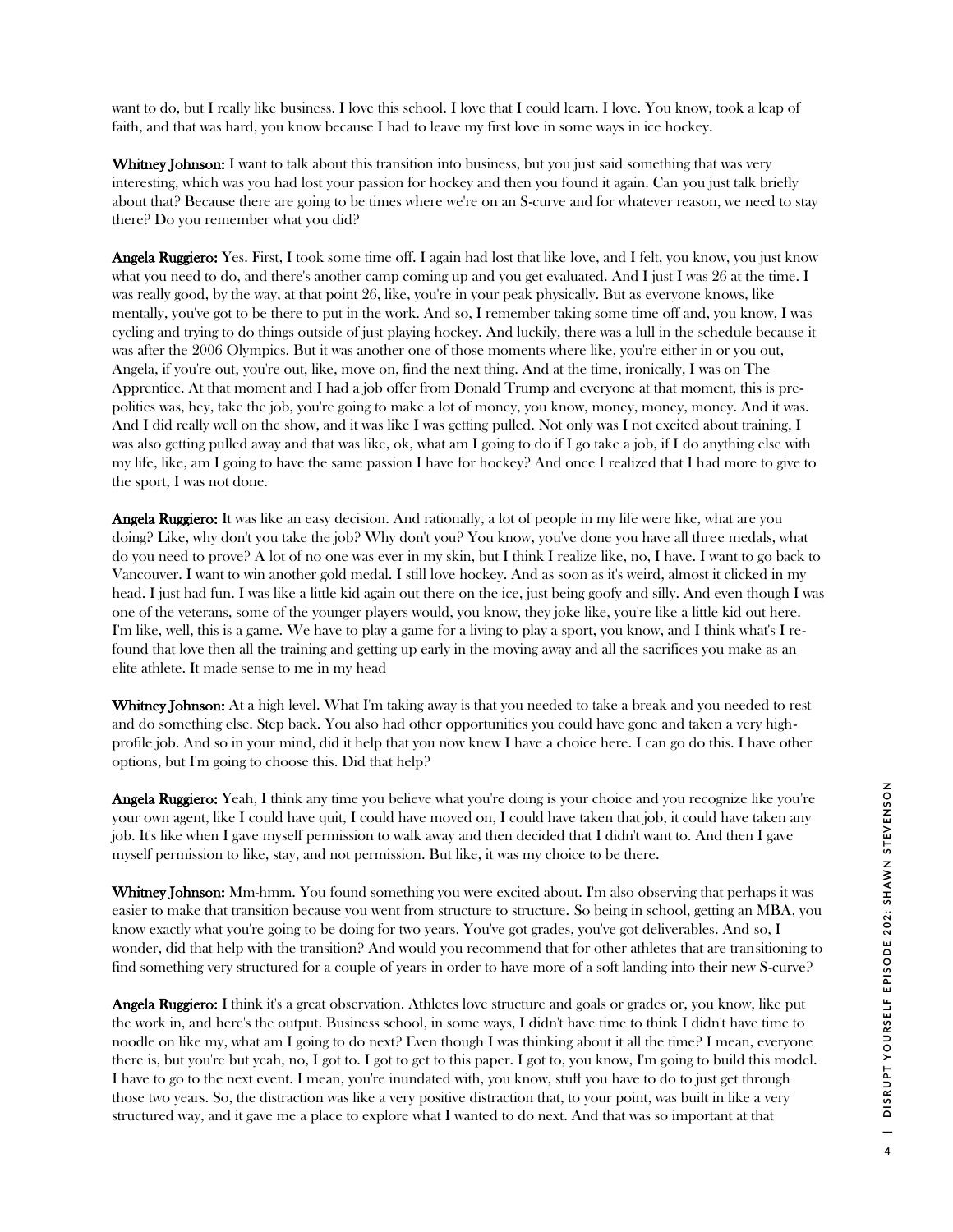want to do, but I really like business. I love this school. I love that I could learn. I love. You know, took a leap of faith, and that was hard, you know because I had to leave my first love in some ways in ice hockey.

**Whitney Johnson:** I want to talk about this transition into business, but you just said something that was very interesting, which was you had lost your passion for hockey and then you found it again. Can you just talk briefly about that? Because there are going to be times where we're on an S-curve and for whatever reason, we need to stay there? Do you remember what you did?

**Angela Ruggiero:** Yes. First, I took some time off. I again had lost that like love, and I felt, you know, you just know what you need to do, and there's another camp coming up and you get evaluated. And I just I was 26 at the time. I was really good, by the way, at that point 26, like, you're in your peak physically. But as everyone knows, like mentally, you've got to be there to put in the work. And so, I remember taking some time off and, you know, I was cycling and trying to do things outside of just playing hockey. And luckily, there was a lull in the schedule because it was after the 2006 Olympics. But it was another one of those moments where like, you're either in or you out, Angela, if you're out, you're out, like, move on, find the next thing. And at the time, ironically, I was on The Apprentice. At that moment and I had a job offer from Donald Trump and everyone at that moment, this is pre-politics was, hey, take the job, you're going to make a lot of money, you know, money, money, money. And it was. And I did really well on the show, and it was like I was getting pulled. Not only was I not excited about training, I was also getting pulled away and that was like, ok, what am I going to do if I go take a job, if I do anything else with my life, like, am I going to have the same passion I have for hockey? And once I realized that I had more to give to the sport, I was not done.

**Angela Ruggiero:** It was like an easy decision. And rationally, a lot of people in my life were like, what are you doing? Like, why don't you take the job? Why don't you? You know, you've done you have all three medals, what do you need to prove? A lot of no one was ever in my skin, but I think I realize like, no, I have. I want to go back to Vancouver. I want to win another gold medal. I still love hockey. And as soon as it's weird, almost it clicked in my head. I just had fun. I was like a little kid again out there on the ice, just being goofy and silly. And even though I was one of the veterans, some of the younger players would, you know, they joke like, you're like a little kid out here. I'm like, well, this is a game. We have to play a game for a living to play a sport, you know, and I think what's I re-found that love then all the training and getting up early in the moving away and all the sacrifices you make as an elite athlete. It made sense to me in my head

**Whitney Johnson:** At a high level. What I'm taking away is that you needed to take a break and you needed to rest and do something else. Step back. You also had other opportunities you could have gone and taken a very high-profile job. And so in your mind, did it help that you now knew I have a choice here. I can go do this. I have other options, but I'm going to choose this. Did that help?

**Angela Ruggiero:** Yeah, I think any time you believe what you're doing is your choice and you recognize like you're your own agent, like I could have quit, I could have moved on, I could have taken that job, it could have taken any job. It's like when I gave myself permission to walk away and then decided that I didn't want to. And then I gave myself permission to like, stay, and not permission. But like, it was my choice to be there.

**Whitney Johnson:** Mm-hmm. You found something you were excited about. I'm also observing that perhaps it was easier to make that transition because you went from structure to structure. So being in school, getting an MBA, you know exactly what you're going to be doing for two years. You've got grades, you've got deliverables. And so, I wonder, did that help with the transition? And would you recommend that for other athletes that are transitioning to find something very structured for a couple of years in order to have more of a soft landing into their new S-curve?

**Angela Ruggiero:** I think it's a great observation. Athletes love structure and goals or grades or, you know, like put the work in, and here's the output. Business school, in some ways, I didn't have time to think I didn't have time to noodle on like my, what am I going to do next? Even though I was thinking about it all the time? I mean, everyone there is, but you're but yeah, no, I got to. I got to get to this paper. I got to, you know, I'm going to build this model. I have to go to the next event. I mean, you're inundated with, you know, stuff you have to do to just get through those two years. So, the distraction was like a very positive distraction that, to your point, was built in like a very structured way, and it gave me a place to explore what I wanted to do next. And that was so important at that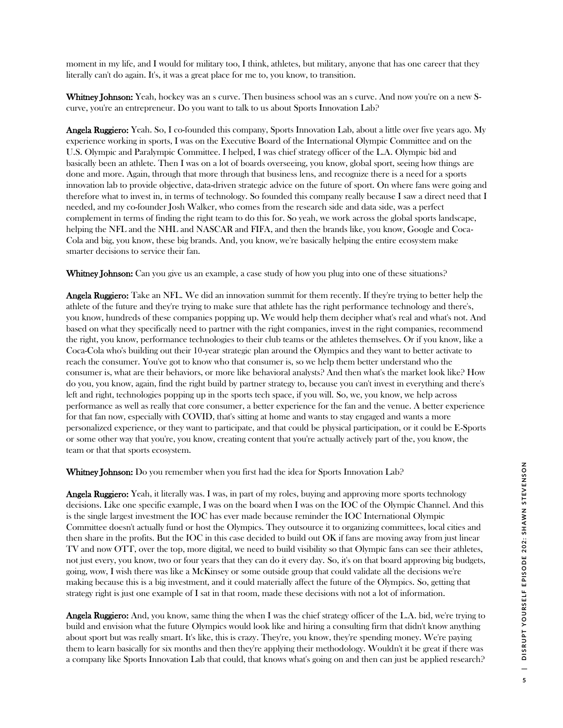moment in my life, and I would for military too, I think, athletes, but military, anyone that has one career that they literally can't do again. It's, it was a great place for me to, you know, to transition.

**Whitney Johnson:** Yeah, hockey was an s curve. Then business school was an s curve. And now you're on a new S-curve, you're an entrepreneur. Do you want to talk to us about Sports Innovation Lab?

**Angela Ruggiero:** Yeah. So, I co-founded this company, Sports Innovation Lab, about a little over five years ago. My experience working in sports, I was on the Executive Board of the International Olympic Committee and on the U.S. Olympic and Paralympic Committee. I helped, I was chief strategy officer of the L.A. Olympic bid and basically been an athlete. Then I was on a lot of boards overseeing, you know, global sport, seeing how things are done and more. Again, through that more through that business lens, and recognize there is a need for a sports innovation lab to provide objective, data-driven strategic advice on the future of sport. On where fans were going and therefore what to invest in, in terms of technology. So founded this company really because I saw a direct need that I needed, and my co-founder Josh Walker, who comes from the research side and data side, was a perfect complement in terms of finding the right team to do this for. So yeah, we work across the global sports landscape, helping the NFL and the NHL and NASCAR and FIFA, and then the brands like, you know, Google and Coca-Cola and big, you know, these big brands. And, you know, we're basically helping the entire ecosystem make smarter decisions to service their fan.

**Whitney Johnson:** Can you give us an example, a case study of how you plug into one of these situations?

**Angela Ruggiero:** Take an NFL. We did an innovation summit for them recently. If they're trying to better help the athlete of the future and they're trying to make sure that athlete has the right performance technology and there's, you know, hundreds of these companies popping up. We would help them decipher what's real and what's not. And based on what they specifically need to partner with the right companies, invest in the right companies, recommend the right, you know, performance technologies to their club teams or the athletes themselves. Or if you know, like a Coca-Cola who's building out their 10-year strategic plan around the Olympics and they want to better activate to reach the consumer. You've got to know who that consumer is, so we help them better understand who the consumer is, what are their behaviors, or more like behavioral analysts? And then what's the market look like? How do you, you know, again, find the right build by partner strategy to, because you can't invest in everything and there's left and right, technologies popping up in the sports tech space, if you will. So, we, you know, we help across performance as well as really that core consumer, a better experience for the fan and the venue. A better experience for that fan now, especially with COVID, that's sitting at home and wants to stay engaged and wants a more personalized experience, or they want to participate, and that could be physical participation, or it could be E-Sports or some other way that you're, you know, creating content that you're actually actively part of the, you know, the team or that that sports ecosystem.

**Whitney Johnson:** Do you remember when you first had the idea for Sports Innovation Lab?

**Angela Ruggiero:** Yeah, it literally was. I was, in part of my roles, buying and approving more sports technology decisions. Like one specific example, I was on the board when I was on the IOC of the Olympic Channel. And this is the single largest investment the IOC has ever made because reminder the IOC International Olympic Committee doesn't actually fund or host the Olympics. They outsource it to organizing committees, local cities and then share in the profits. But the IOC in this case decided to build out OK if fans are moving away from just linear TV and now OTT, over the top, more digital, we need to build visibility so that Olympic fans can see their athletes, not just every, you know, two or four years that they can do it every day. So, it's on that board approving big budgets, going, wow, I wish there was like a McKinsey or some outside group that could validate all the decisions we're making because this is a big investment, and it could materially affect the future of the Olympics. So, getting that strategy right is just one example of I sat in that room, made these decisions with not a lot of information.

**Angela Ruggiero:** And, you know, same thing the when I was the chief strategy officer of the L.A. bid, we're trying to build and envision what the future Olympics would look like and hiring a consulting firm that didn't know anything about sport but was really smart. It's like, this is crazy. They're, you know, they're spending money. We're paying them to learn basically for six months and then they're applying their methodology. Wouldn't it be great if there was a company like Sports Innovation Lab that could, that knows what's going on and then can just be applied research?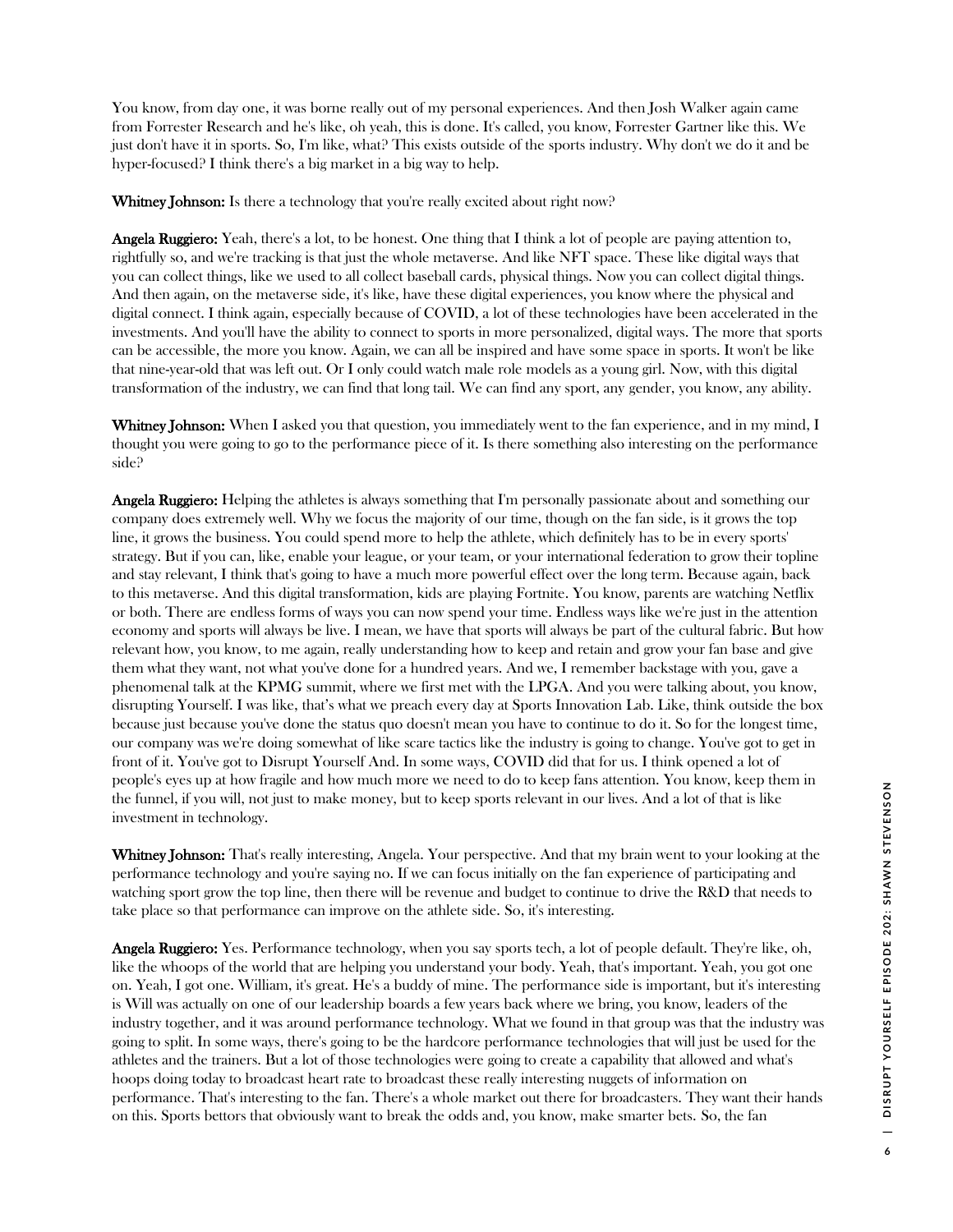You know, from day one, it was borne really out of my personal experiences. And then Josh Walker again came from Forrester Research and he's like, oh yeah, this is done. It's called, you know, Forrester Gartner like this. We just don't have it in sports. So, I'm like, what? This exists outside of the sports industry. Why don't we do it and be hyper-focused? I think there's a big market in a big way to help.

**Whitney Johnson:** Is there a technology that you're really excited about right now?

**Angela Ruggiero:** Yeah, there's a lot, to be honest. One thing that I think a lot of people are paying attention to, rightfully so, and we're tracking is that just the whole metaverse. And like NFT space. These like digital ways that you can collect things, like we used to all collect baseball cards, physical things. Now you can collect digital things. And then again, on the metaverse side, it's like, have these digital experiences, you know where the physical and digital connect. I think again, especially because of COVID, a lot of these technologies have been accelerated in the investments. And you'll have the ability to connect to sports in more personalized, digital ways. The more that sports can be accessible, the more you know. Again, we can all be inspired and have some space in sports. It won't be like that nine-year-old that was left out. Or I only could watch male role models as a young girl. Now, with this digital transformation of the industry, we can find that long tail. We can find any sport, any gender, you know, any ability.

**Whitney Johnson:** When I asked you that question, you immediately went to the fan experience, and in my mind, I thought you were going to go to the performance piece of it. Is there something also interesting on the performance side?

**Angela Ruggiero:** Helping the athletes is always something that I'm personally passionate about and something our company does extremely well. Why we focus the majority of our time, though on the fan side, is it grows the top line, it grows the business. You could spend more to help the athlete, which definitely has to be in every sports' strategy. But if you can, like, enable your league, or your team, or your international federation to grow their topline and stay relevant, I think that's going to have a much more powerful effect over the long term. Because again, back to this metaverse. And this digital transformation, kids are playing Fortnite. You know, parents are watching Netflix or both. There are endless forms of ways you can now spend your time. Endless ways like we're just in the attention economy and sports will always be live. I mean, we have that sports will always be part of the cultural fabric. But how relevant how, you know, to me again, really understanding how to keep and retain and grow your fan base and give them what they want, not what you've done for a hundred years. And we, I remember backstage with you, gave a phenomenal talk at the KPMG summit, where we first met with the LPGA. And you were talking about, you know, disrupting Yourself. I was like, that's what we preach every day at Sports Innovation Lab. Like, think outside the box because just because you've done the status quo doesn't mean you have to continue to do it. So for the longest time, our company was we're doing somewhat of like scare tactics like the industry is going to change. You've got to get in front of it. You've got to Disrupt Yourself And. In some ways, COVID did that for us. I think opened a lot of people's eyes up at how fragile and how much more we need to do to keep fans attention. You know, keep them in the funnel, if you will, not just to make money, but to keep sports relevant in our lives. And a lot of that is like investment in technology.

**Whitney Johnson:** That's really interesting, Angela. Your perspective. And that my brain went to your looking at the performance technology and you're saying no. If we can focus initially on the fan experience of participating and watching sport grow the top line, then there will be revenue and budget to continue to drive the R&D that needs to take place so that performance can improve on the athlete side. So, it's interesting.

**Angela Ruggiero:** Yes. Performance technology, when you say sports tech, a lot of people default. They're like, oh, like the whoops of the world that are helping you understand your body. Yeah, that's important. Yeah, you got one on. Yeah, I got one. William, it's great. He's a buddy of mine. The performance side is important, but it's interesting is Will was actually on one of our leadership boards a few years back where we bring, you know, leaders of the industry together, and it was around performance technology. What we found in that group was that the industry was going to split. In some ways, there's going to be the hardcore performance technologies that will just be used for the athletes and the trainers. But a lot of those technologies were going to create a capability that allowed and what's hoops doing today to broadcast heart rate to broadcast these really interesting nuggets of information on performance. That's interesting to the fan. There's a whole market out there for broadcasters. They want their hands on this. Sports bettors that obviously want to break the odds and, you know, make smarter bets. So, the fan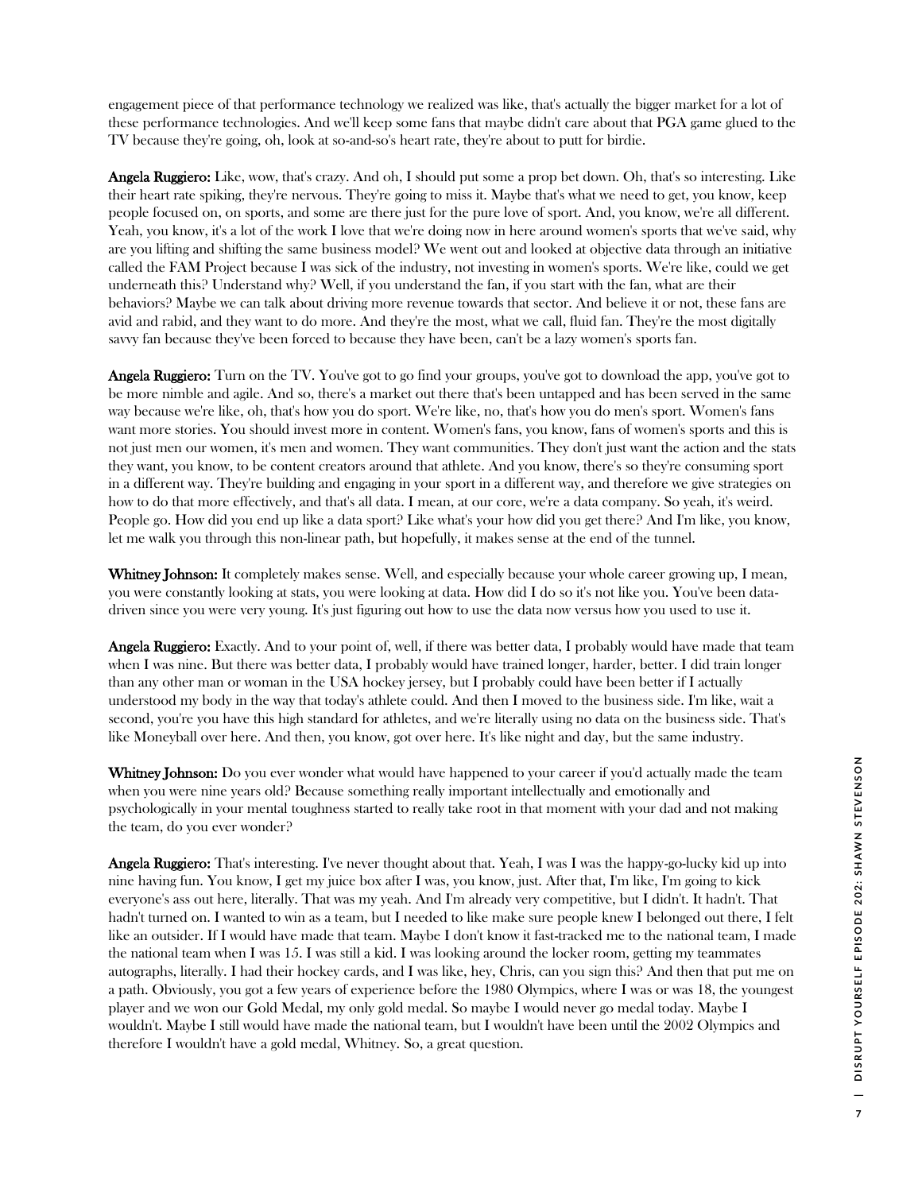engagement piece of that performance technology we realized was like, that's actually the bigger market for a lot of these performance technologies. And we'll keep some fans that maybe didn't care about that PGA game glued to the TV because they're going, oh, look at so-and-so's heart rate, they're about to putt for birdie.

**Angela Ruggiero:** Like, wow, that's crazy. And oh, I should put some a prop bet down. Oh, that's so interesting. Like their heart rate spiking, they're nervous. They're going to miss it. Maybe that's what we need to get, you know, keep people focused on, on sports, and some are there just for the pure love of sport. And, you know, we're all different. Yeah, you know, it's a lot of the work I love that we're doing now in here around women's sports that we've said, why are you lifting and shifting the same business model? We went out and looked at objective data through an initiative called the FAM Project because I was sick of the industry, not investing in women's sports. We're like, could we get underneath this? Understand why? Well, if you understand the fan, if you start with the fan, what are their behaviors? Maybe we can talk about driving more revenue towards that sector. And believe it or not, these fans are avid and rabid, and they want to do more. And they're the most, what we call, fluid fan. They're the most digitally savvy fan because they've been forced to because they have been, can't be a lazy women's sports fan.

**Angela Ruggiero:** Turn on the TV. You've got to go find your groups, you've got to download the app, you've got to be more nimble and agile. And so, there's a market out there that's been untapped and has been served in the same way because we're like, oh, that's how you do sport. We're like, no, that's how you do men's sport. Women's fans want more stories. You should invest more in content. Women's fans, you know, fans of women's sports and this is not just men our women, it's men and women. They want communities. They don't just want the action and the stats they want, you know, to be content creators around that athlete. And you know, there's so they're consuming sport in a different way. They're building and engaging in your sport in a different way, and therefore we give strategies on how to do that more effectively, and that's all data. I mean, at our core, we're a data company. So yeah, it's weird. People go. How did you end up like a data sport? Like what's your how did you get there? And I'm like, you know, let me walk you through this non-linear path, but hopefully, it makes sense at the end of the tunnel.

**Whitney Johnson:** It completely makes sense. Well, and especially because your whole career growing up, I mean, you were constantly looking at stats, you were looking at data. How did I do so it's not like you. You've been data-driven since you were very young. It's just figuring out how to use the data now versus how you used to use it.

**Angela Ruggiero:** Exactly. And to your point of, well, if there was better data, I probably would have made that team when I was nine. But there was better data, I probably would have trained longer, harder, better. I did train longer than any other man or woman in the USA hockey jersey, but I probably could have been better if I actually understood my body in the way that today's athlete could. And then I moved to the business side. I'm like, wait a second, you're you have this high standard for athletes, and we're literally using no data on the business side. That's like Moneyball over here. And then, you know, got over here. It's like night and day, but the same industry.

**Whitney Johnson:** Do you ever wonder what would have happened to your career if you'd actually made the team when you were nine years old? Because something really important intellectually and emotionally and psychologically in your mental toughness started to really take root in that moment with your dad and not making the team, do you ever wonder?

**Angela Ruggiero:** That's interesting. I've never thought about that. Yeah, I was I was the happy-go-lucky kid up into nine having fun. You know, I get my juice box after I was, you know, just. After that, I'm like, I'm going to kick everyone's ass out here, literally. That was my yeah. And I'm already very competitive, but I didn't. It hadn't. That hadn't turned on. I wanted to win as a team, but I needed to like make sure people knew I belonged out there, I felt like an outsider. If I would have made that team. Maybe I don't know it fast-tracked me to the national team, I made the national team when I was 15. I was still a kid. I was looking around the locker room, getting my teammates autographs, literally. I had their hockey cards, and I was like, hey, Chris, can you sign this? And then that put me on a path. Obviously, you got a few years of experience before the 1980 Olympics, where I was or was 18, the youngest player and we won our Gold Medal, my only gold medal. So maybe I would never go medal today. Maybe I wouldn't. Maybe I still would have made the national team, but I wouldn't have been until the 2002 Olympics and therefore I wouldn't have a gold medal, Whitney. So, a great question.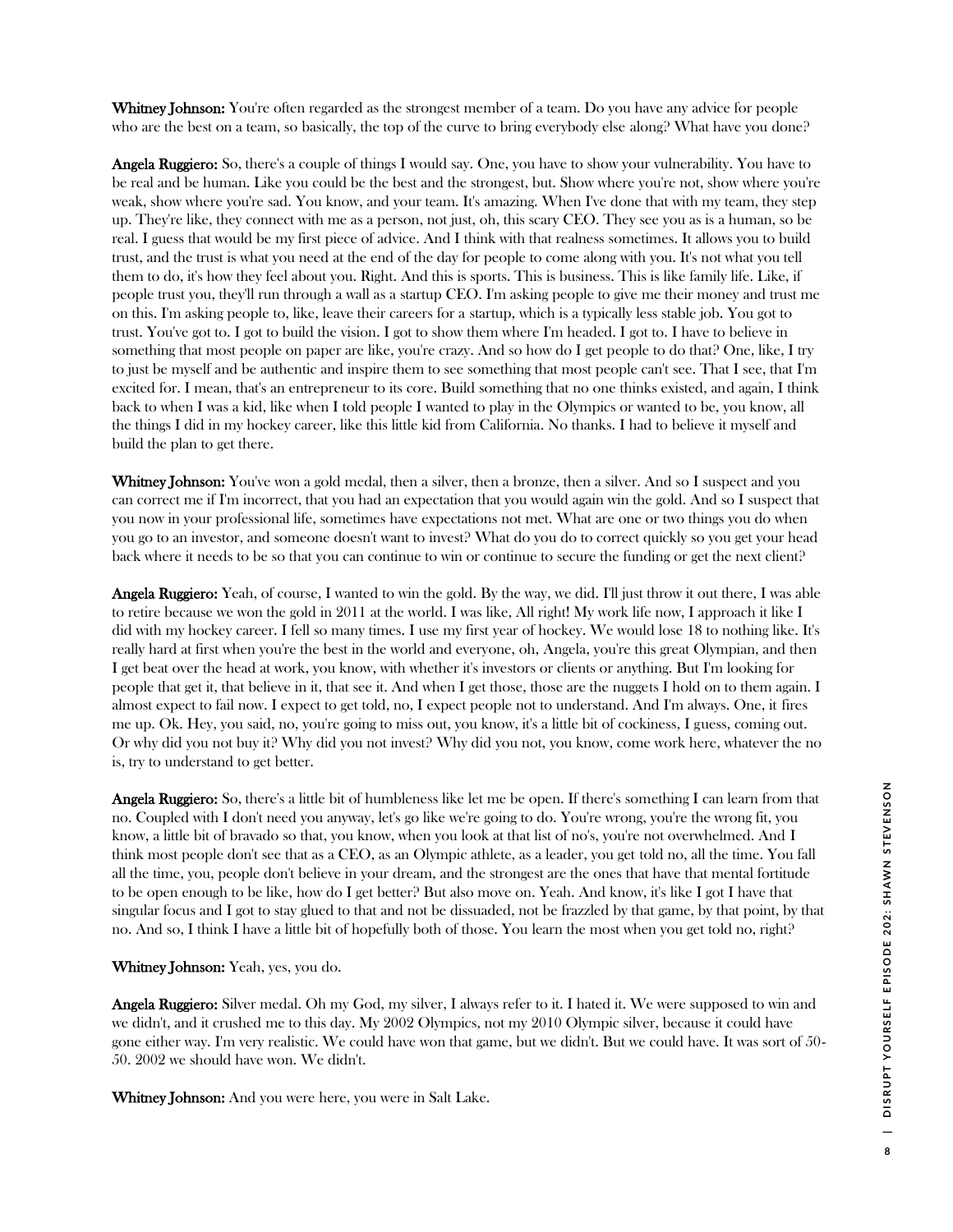**Whitney Johnson:** You're often regarded as the strongest member of a team. Do you have any advice for people who are the best on a team, so basically, the top of the curve to bring everybody else along? What have you done?

**Angela Ruggiero:** So, there's a couple of things I would say. One, you have to show your vulnerability. You have to be real and be human. Like you could be the best and the strongest, but. Show where you're not, show where you're weak, show where you're sad. You know, and your team. It's amazing. When I've done that with my team, they step up. They're like, they connect with me as a person, not just, oh, this scary CEO. They see you as is a human, so be real. I guess that would be my first piece of advice. And I think with that realness sometimes. It allows you to build trust, and the trust is what you need at the end of the day for people to come along with you. It's not what you tell them to do, it's how they feel about you. Right. And this is sports. This is business. This is like family life. Like, if people trust you, they'll run through a wall as a startup CEO. I'm asking people to give me their money and trust me on this. I'm asking people to, like, leave their careers for a startup, which is a typically less stable job. You got to trust. You've got to. I got to build the vision. I got to show them where I'm headed. I got to. I have to believe in something that most people on paper are like, you're crazy. And so how do I get people to do that? One, like, I try to just be myself and be authentic and inspire them to see something that most people can't see. That I see, that I'm excited for. I mean, that's an entrepreneur to its core. Build something that no one thinks existed, and again, I think back to when I was a kid, like when I told people I wanted to play in the Olympics or wanted to be, you know, all the things I did in my hockey career, like this little kid from California. No thanks. I had to believe it myself and build the plan to get there.

**Whitney Johnson:** You've won a gold medal, then a silver, then a bronze, then a silver. And so I suspect and you can correct me if I'm incorrect, that you had an expectation that you would again win the gold. And so I suspect that you now in your professional life, sometimes have expectations not met. What are one or two things you do when you go to an investor, and someone doesn't want to invest? What do you do to correct quickly so you get your head back where it needs to be so that you can continue to win or continue to secure the funding or get the next client?

**Angela Ruggiero:** Yeah, of course, I wanted to win the gold. By the way, we did. I'll just throw it out there, I was able to retire because we won the gold in 2011 at the world. I was like, All right! My work life now, I approach it like I did with my hockey career. I fell so many times. I use my first year of hockey. We would lose 18 to nothing like. It's really hard at first when you're the best in the world and everyone, oh, Angela, you're this great Olympian, and then I get beat over the head at work, you know, with whether it's investors or clients or anything. But I'm looking for people that get it, that believe in it, that see it. And when I get those, those are the nuggets I hold on to them again. I almost expect to fail now. I expect to get told, no, I expect people not to understand. And I'm always. One, it fires me up. Ok. Hey, you said, no, you're going to miss out, you know, it's a little bit of cockiness, I guess, coming out. Or why did you not buy it? Why did you not invest? Why did you not, you know, come work here, whatever the no is, try to understand to get better.

**Angela Ruggiero:** So, there's a little bit of humbleness like let me be open. If there's something I can learn from that no. Coupled with I don't need you anyway, let's go like we're going to do. You're wrong, you're the wrong fit, you know, a little bit of bravado so that, you know, when you look at that list of no's, you're not overwhelmed. And I think most people don't see that as a CEO, as an Olympic athlete, as a leader, you get told no, all the time. You fall all the time, you, people don't believe in your dream, and the strongest are the ones that have that mental fortitude to be open enough to be like, how do I get better? But also move on. Yeah. And know, it's like I got I have that singular focus and I got to stay glued to that and not be dissuaded, not be frazzled by that game, by that point, by that no. And so, I think I have a little bit of hopefully both of those. You learn the most when you get told no, right?

**Whitney Johnson:** Yeah, yes, you do.

**Angela Ruggiero:** Silver medal. Oh my God, my silver, I always refer to it. I hated it. We were supposed to win and we didn't, and it crushed me to this day. My 2002 Olympics, not my 2010 Olympic silver, because it could have gone either way. I'm very realistic. We could have won that game, but we didn't. But we could have. It was sort of 50-50. 2002 we should have won. We didn't.

**Whitney Johnson:** And you were here, you were in Salt Lake.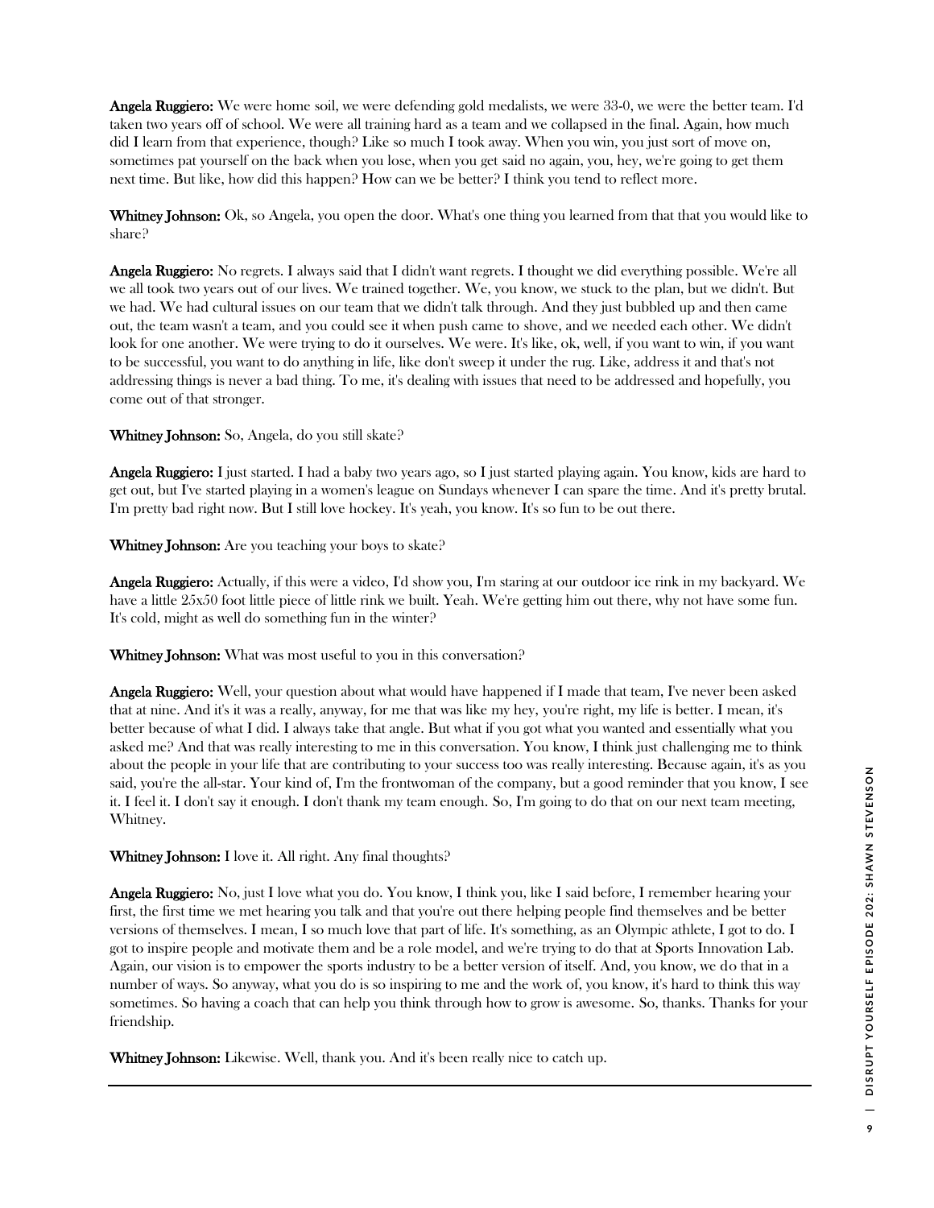**Angela Ruggiero:** We were home soil, we were defending gold medalists, we were 33-0, we were the better team. I'd taken two years off of school. We were all training hard as a team and we collapsed in the final. Again, how much did I learn from that experience, though? Like so much I took away. When you win, you just sort of move on, sometimes pat yourself on the back when you lose, when you get said no again, you, hey, we're going to get them next time. But like, how did this happen? How can we be better? I think you tend to reflect more.

**Whitney Johnson:** Ok, so Angela, you open the door. What's one thing you learned from that that you would like to share?

**Angela Ruggiero:** No regrets. I always said that I didn't want regrets. I thought we did everything possible. We're all we all took two years out of our lives. We trained together. We, you know, we stuck to the plan, but we didn't. But we had. We had cultural issues on our team that we didn't talk through. And they just bubbled up and then came out, the team wasn't a team, and you could see it when push came to shove, and we needed each other. We didn't look for one another. We were trying to do it ourselves. We were. It's like, ok, well, if you want to win, if you want to be successful, you want to do anything in life, like don't sweep it under the rug. Like, address it and that's not addressing things is never a bad thing. To me, it's dealing with issues that need to be addressed and hopefully, you come out of that stronger.

**Whitney Johnson:** So, Angela, do you still skate?

**Angela Ruggiero:** I just started. I had a baby two years ago, so I just started playing again. You know, kids are hard to get out, but I've started playing in a women's league on Sundays whenever I can spare the time. And it's pretty brutal. I'm pretty bad right now. But I still love hockey. It's yeah, you know. It's so fun to be out there.

**Whitney Johnson:** Are you teaching your boys to skate?

**Angela Ruggiero:** Actually, if this were a video, I'd show you, I'm staring at our outdoor ice rink in my backyard. We have a little 25x50 foot little piece of little rink we built. Yeah. We're getting him out there, why not have some fun. It's cold, might as well do something fun in the winter?

**Whitney Johnson:** What was most useful to you in this conversation?

**Angela Ruggiero:** Well, your question about what would have happened if I made that team, I've never been asked that at nine. And it's it was a really, anyway, for me that was like my hey, you're right, my life is better. I mean, it's better because of what I did. I always take that angle. But what if you got what you wanted and essentially what you asked me? And that was really interesting to me in this conversation. You know, I think just challenging me to think about the people in your life that are contributing to your success too was really interesting. Because again, it's as you said, you're the all-star. Your kind of, I'm the frontwoman of the company, but a good reminder that you know, I see it. I feel it. I don't say it enough. I don't thank my team enough. So, I'm going to do that on our next team meeting, Whitney.

**Whitney Johnson:** I love it. All right. Any final thoughts?

**Angela Ruggiero:** No, just I love what you do. You know, I think you, like I said before, I remember hearing your first, the first time we met hearing you talk and that you're out there helping people find themselves and be better versions of themselves. I mean, I so much love that part of life. It's something, as an Olympic athlete, I got to do. I got to inspire people and motivate them and be a role model, and we're trying to do that at Sports Innovation Lab. Again, our vision is to empower the sports industry to be a better version of itself. And, you know, we do that in a number of ways. So anyway, what you do is so inspiring to me and the work of, you know, it's hard to think this way sometimes. So having a coach that can help you think through how to grow is awesome. So, thanks. Thanks for your friendship.

**Whitney Johnson:** Likewise. Well, thank you. And it's been really nice to catch up.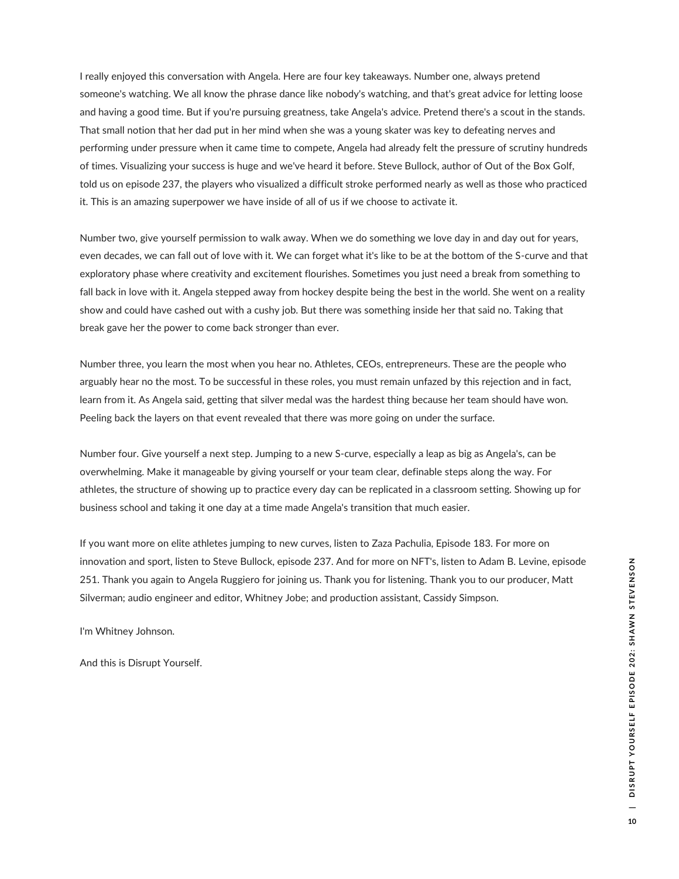I really enjoyed this conversation with Angela. Here are four key takeaways. Number one, always pretend someone's watching. We all know the phrase dance like nobody's watching, and that's great advice for letting loose and having a good time. But if you're pursuing greatness, take Angela's advice. Pretend there's a scout in the stands. That small notion that her dad put in her mind when she was a young skater was key to defeating nerves and performing under pressure when it came time to compete, Angela had already felt the pressure of scrutiny hundreds of times. Visualizing your success is huge and we've heard it before. Steve Bullock, author of Out of the Box Golf, told us on episode 237, the players who visualized a difficult stroke performed nearly as well as those who practiced it. This is an amazing superpower we have inside of all of us if we choose to activate it.

Number two, give yourself permission to walk away. When we do something we love day in and day out for years, even decades, we can fall out of love with it. We can forget what it's like to be at the bottom of the S-curve and that exploratory phase where creativity and excitement flourishes. Sometimes you just need a break from something to fall back in love with it. Angela stepped away from hockey despite being the best in the world. She went on a reality show and could have cashed out with a cushy job. But there was something inside her that said no. Taking that break gave her the power to come back stronger than ever.

Number three, you learn the most when you hear no. Athletes, CEOs, entrepreneurs. These are the people who arguably hear no the most. To be successful in these roles, you must remain unfazed by this rejection and in fact, learn from it. As Angela said, getting that silver medal was the hardest thing because her team should have won. Peeling back the layers on that event revealed that there was more going on under the surface.

Number four. Give yourself a next step. Jumping to a new S-curve, especially a leap as big as Angela's, can be overwhelming. Make it manageable by giving yourself or your team clear, definable steps along the way. For athletes, the structure of showing up to practice every day can be replicated in a classroom setting. Showing up for business school and taking it one day at a time made Angela's transition that much easier.

If you want more on elite athletes jumping to new curves, listen to Zaza Pachulia, Episode 183. For more on innovation and sport, listen to Steve Bullock, episode 237. And for more on NFT's, listen to Adam B. Levine, episode 251. Thank you again to Angela Ruggiero for joining us. Thank you for listening. Thank you to our producer, Matt Silverman; audio engineer and editor, Whitney Jobe; and production assistant, Cassidy Simpson.

I'm Whitney Johnson.

And this is Disrupt Yourself.